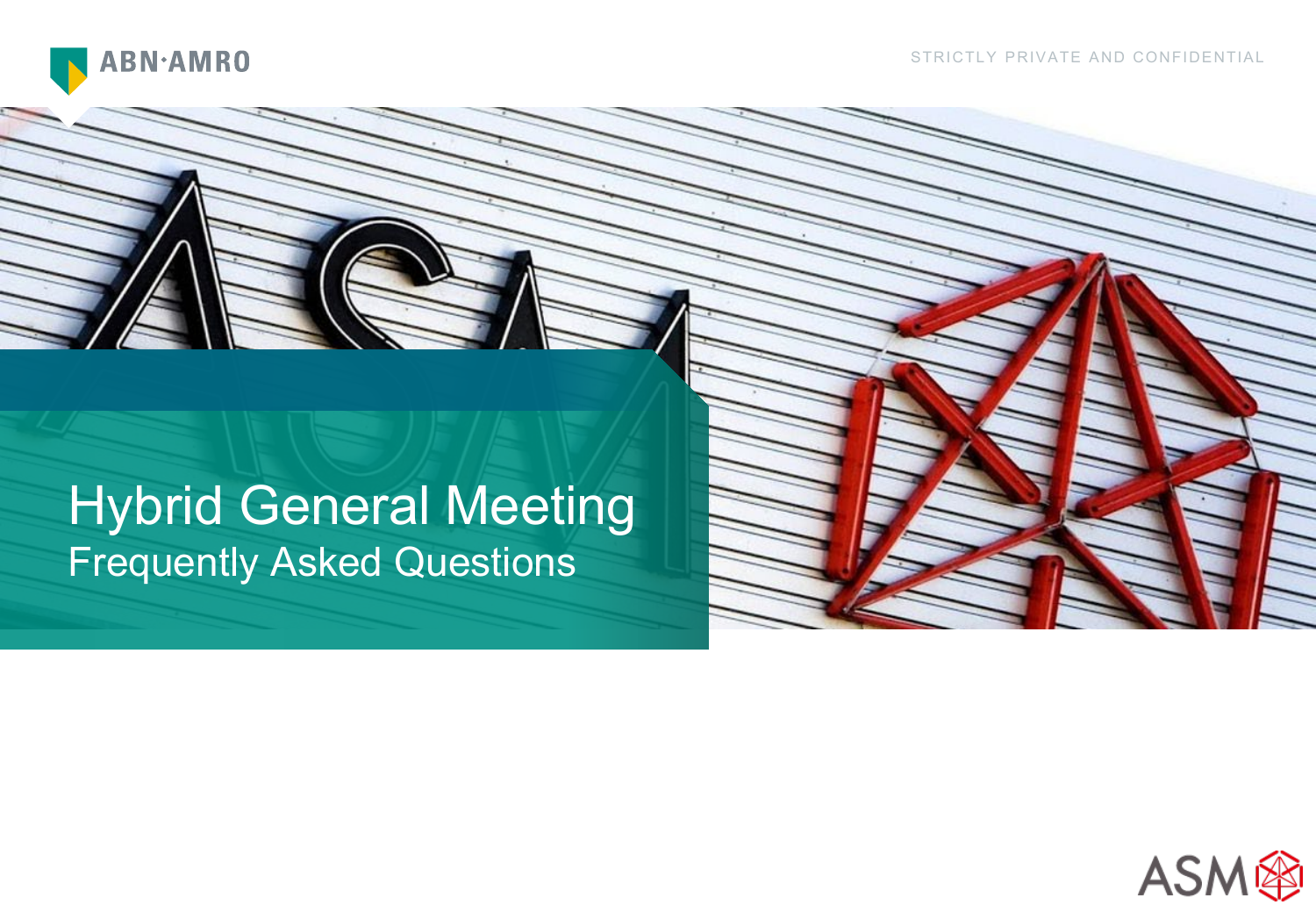STRICTLY PRIVATE AND CONFIDENTIAL

# Hybrid General Meeting

## Frequently Asked Questions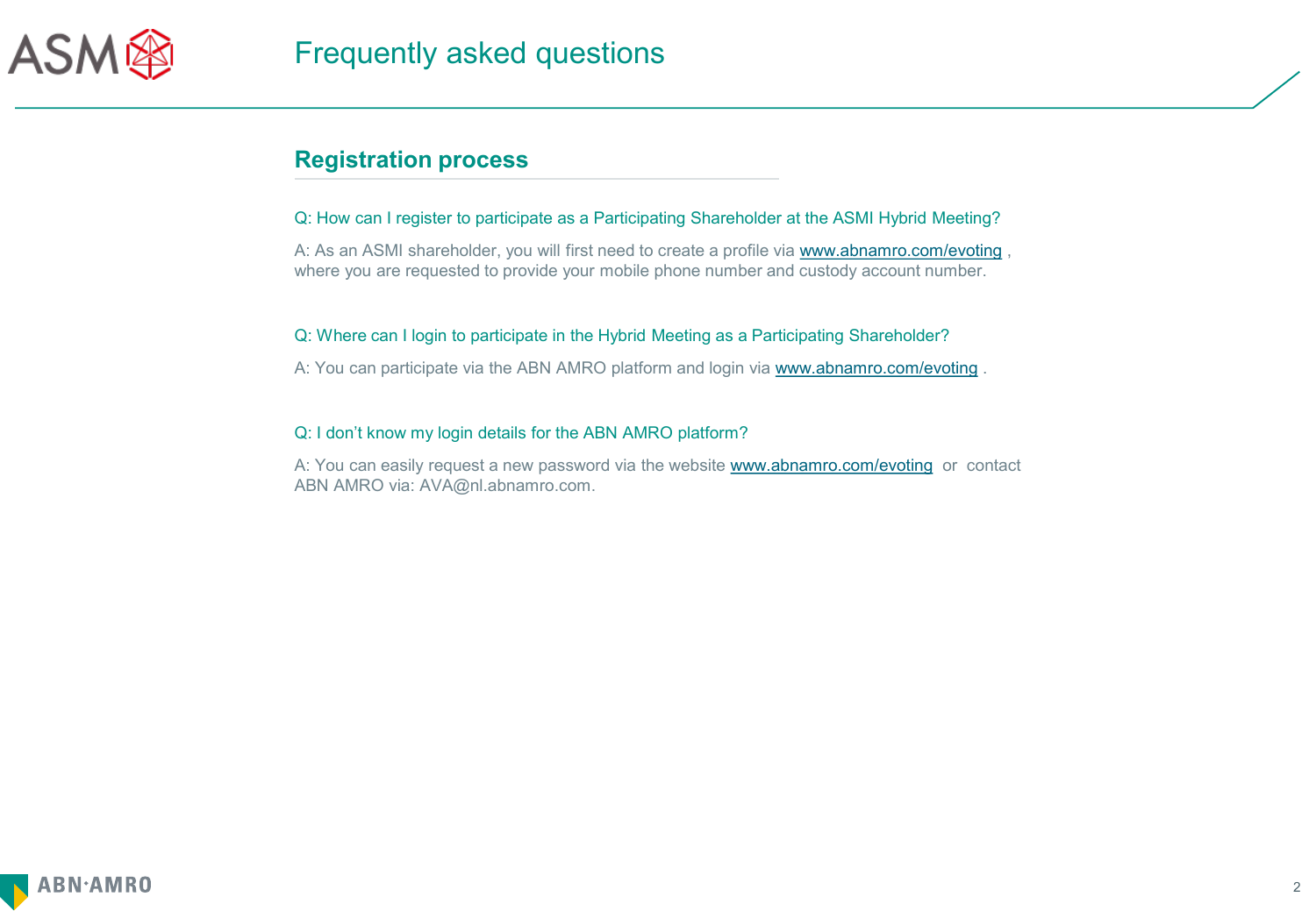# Frequently asked questions

## Registration process

Q: How can I register to participate as a Participating Shareholder at the ASMI Hybrid Meeting?

A: As an ASMI shareholder, you will first need to create a profile via www.abnamro.com/evoting , where you are requested to provide your mobile phone number and custody account number.

Q: Where can I login to participate in the Hybrid Meeting as a Participating Shareholder?

A: You can participate via the ABN AMRO platform and login via www.abnamro.com/evoting .

Q: I don't know my login details for the ABN AMRO platform?

A: You can easily request a new password via the website www.abnamro.com/evoting or contact ABN AMRO via: AVA@nl.abnamro.com.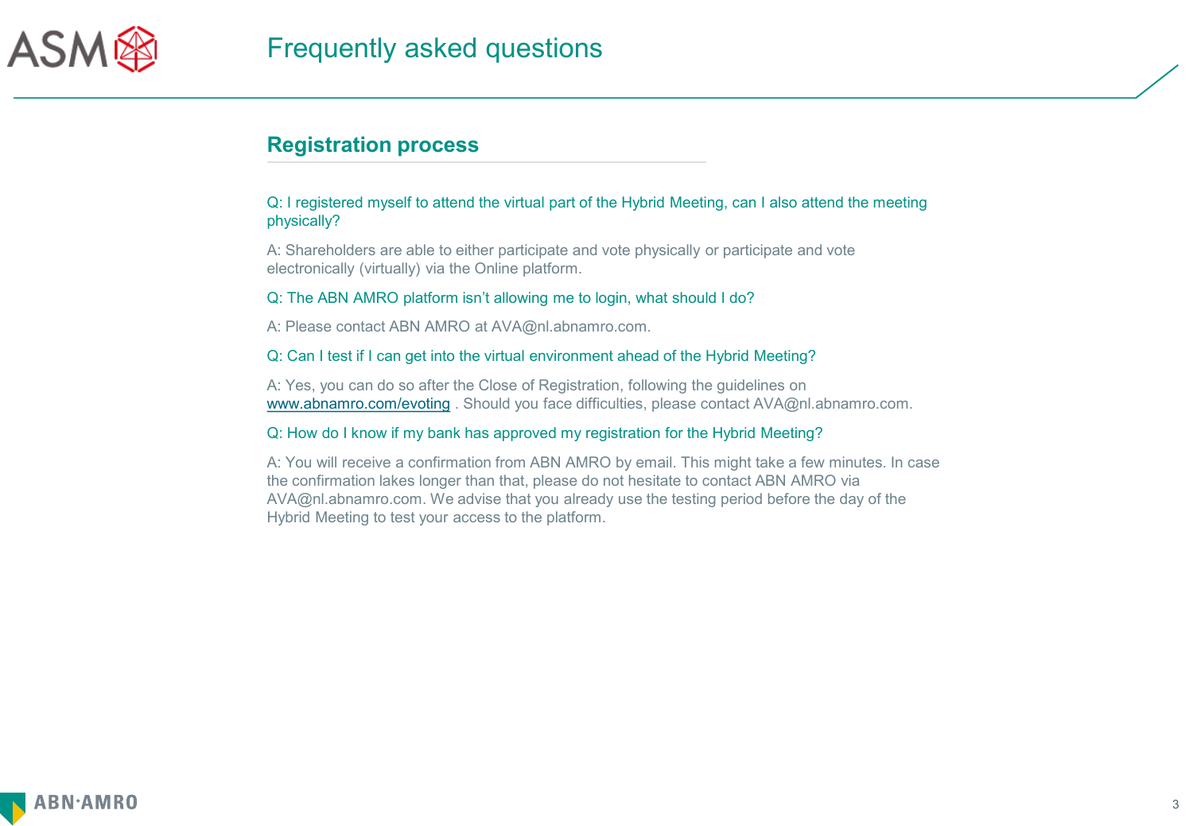# Frequently asked questions

## Registration process

Q: I registered myself to attend the virtual part of the Hybrid Meeting, can I also attend the meeting physically?

A: Shareholders are able to either participate and vote physically or participate and vote electronically (virtually) via the Online platform.

Q: The ABN AMRO platform isn't allowing me to login, what should I do?

A: Please contact ABN AMRO at AVA@nl.abnamro.com.

Q: Can I test if I can get into the virtual environment ahead of the Hybrid Meeting?

A: Yes, you can do so after the Close of Registration, following the guidelines on www.abnamro.com/evoting . Should you face difficulties, please contact AVA@nl.abnamro.com.

Q: How do I know if my bank has approved my registration for the Hybrid Meeting?

A: You will receive a confirmation from ABN AMRO by email. This might take a few minutes. In case the confirmation lakes longer than that, please do not hesitate to contact ABN AMRO via AVA@nl.abnamro.com. We advise that you already use the testing period before the day of the Hybrid Meeting to test your access to the platform.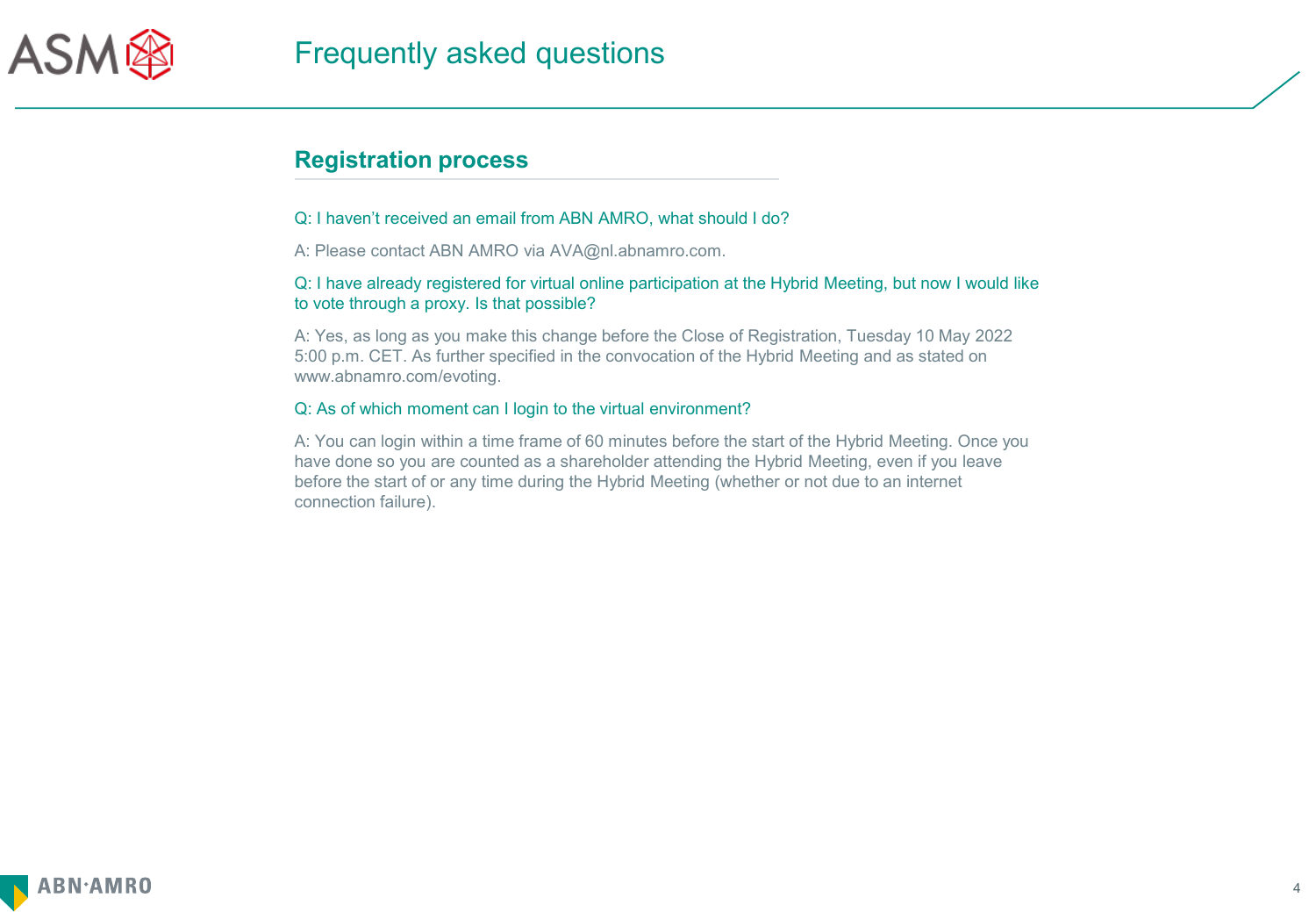# Frequently asked questions

## Registration process

Q: I haven't received an email from ABN AMRO, what should I do?

A: Please contact ABN AMRO via AVA@nl.abnamro.com.

Q: I have already registered for virtual online participation at the Hybrid Meeting, but now I would like to vote through a proxy. Is that possible?

A: Yes, as long as you make this change before the Close of Registration, Tuesday 10 May 2022 5:00 p.m. CET. As further specified in the convocation of the Hybrid Meeting and as stated on www.abnamro.com/evoting.

Q: As of which moment can I login to the virtual environment?

A: You can login within a time frame of 60 minutes before the start of the Hybrid Meeting. Once you have done so you are counted as a shareholder attending the Hybrid Meeting, even if you leave before the start of or any time during the Hybrid Meeting (whether or not due to an internet connection failure).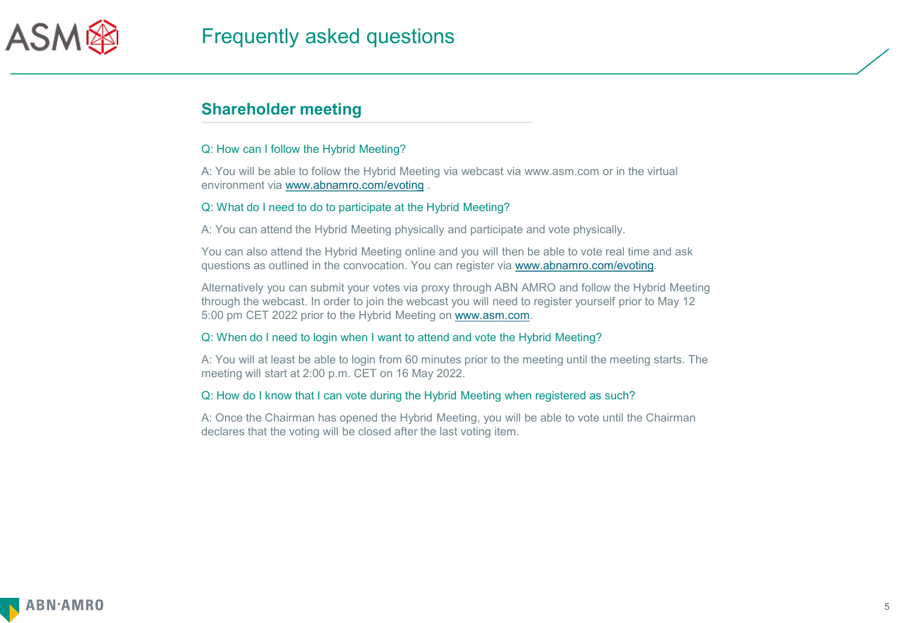# Frequently asked questions

## Shareholder meeting

Q: How can I follow the Hybrid Meeting?

A: You will be able to follow the Hybrid Meeting via webcast via www.asm.com or in the virtual environment via www.abnamro.com/evoting .

Q: What do I need to do to participate at the Hybrid Meeting?

A: You can attend the Hybrid Meeting physically and participate and vote physically.

You can also attend the Hybrid Meeting online and you will then be able to vote real time and ask questions as outlined in the convocation. You can register via www.abnamro.com/evoting.

Alternatively you can submit your votes via proxy through ABN AMRO and follow the Hybrid Meeting through the webcast. In order to join the webcast you will need to register yourself prior to May 12 5:00 pm CET 2022 prior to the Hybrid Meeting on www.asm.com.

Q: When do I need to login when I want to attend and vote the Hybrid Meeting?

A: You will at least be able to login from 60 minutes prior to the meeting until the meeting starts. The meeting will start at 2:00 p.m. CET on 16 May 2022.

Q: How do I know that I can vote during the Hybrid Meeting when registered as such?

A: Once the Chairman has opened the Hybrid Meeting, you will be able to vote until the Chairman declares that the voting will be closed after the last voting item.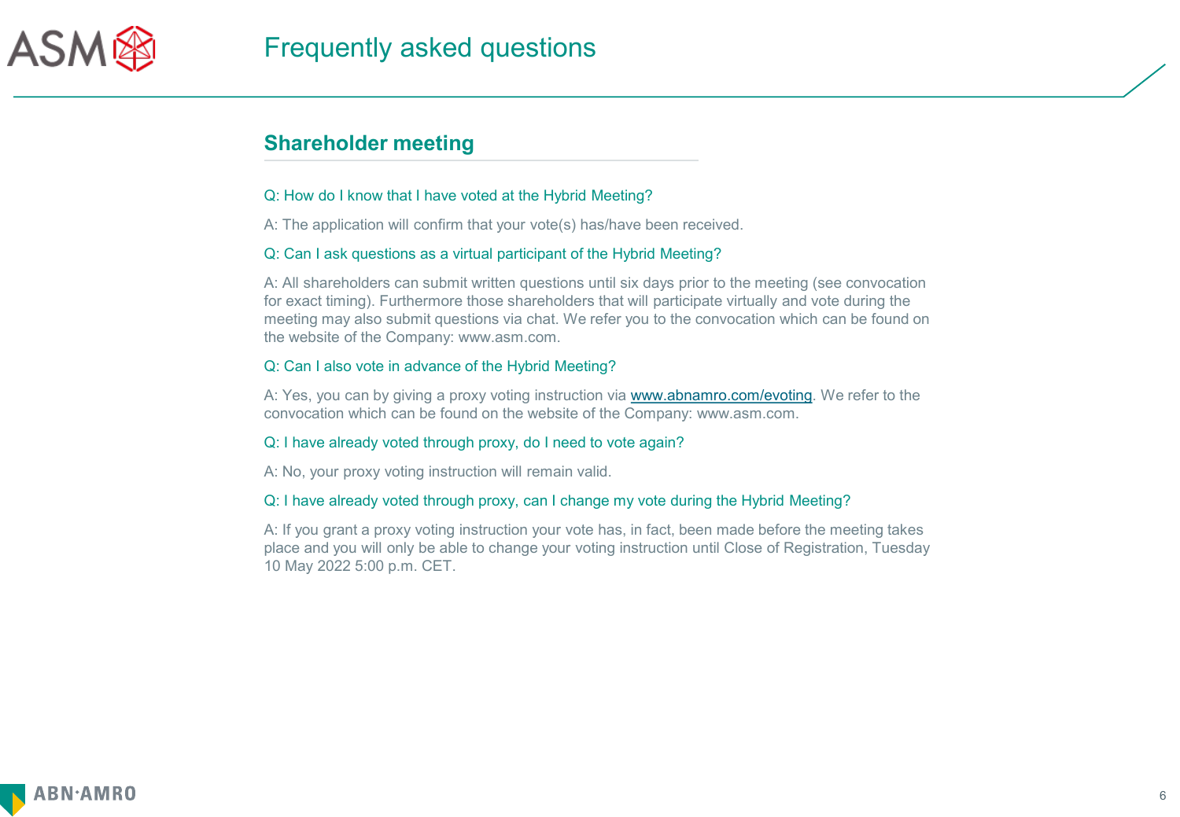# Frequently asked questions

## Shareholder meeting

Q: How do I know that I have voted at the Hybrid Meeting?

A: The application will confirm that your vote(s) has/have been received.

Q: Can I ask questions as a virtual participant of the Hybrid Meeting?

A: All shareholders can submit written questions until six days prior to the meeting (see convocation for exact timing). Furthermore those shareholders that will participate virtually and vote during the meeting may also submit questions via chat. We refer you to the convocation which can be found on the website of the Company: www.asm.com.

Q: Can I also vote in advance of the Hybrid Meeting?

A: Yes, you can by giving a proxy voting instruction via www.abnamro.com/evoting. We refer to the convocation which can be found on the website of the Company: www.asm.com.

Q: I have already voted through proxy, do I need to vote again?

A: No, your proxy voting instruction will remain valid.

Q: I have already voted through proxy, can I change my vote during the Hybrid Meeting?

A: If you grant a proxy voting instruction your vote has, in fact, been made before the meeting takes place and you will only be able to change your voting instruction until Close of Registration, Tuesday 10 May 2022 5:00 p.m. CET.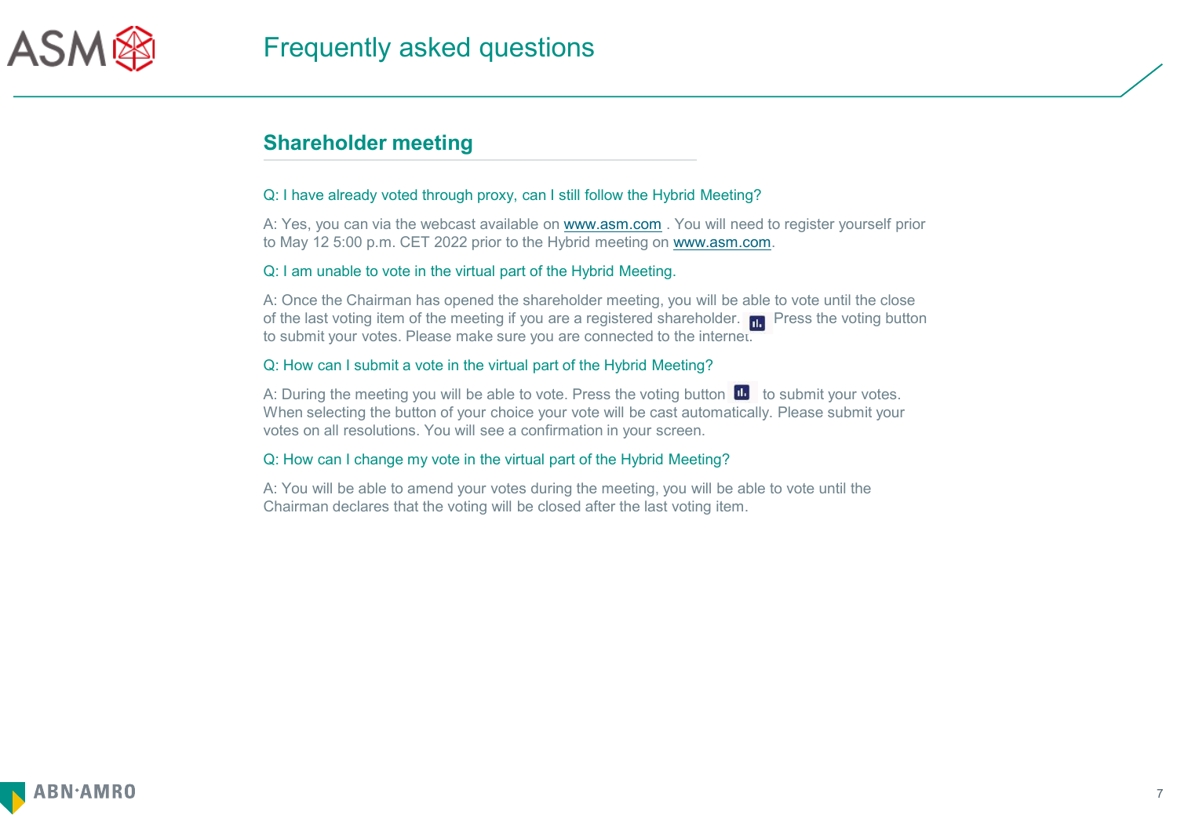# Frequently asked questions

## Shareholder meeting

Q: I have already voted through proxy, can I still follow the Hybrid Meeting?

A: Yes, you can via the webcast available on www.asm.com . You will need to register yourself prior to May 12 5:00 p.m. CET 2022 prior to the Hybrid meeting on www.asm.com.

Q: I am unable to vote in the virtual part of the Hybrid Meeting.

A: Once the Chairman has opened the shareholder meeting, you will be able to vote until the close of the last voting item of the meeting if you are a registered shareholder. Press the voting button to submit your votes. Please make sure you are connected to the internet.

Q: How can I submit a vote in the virtual part of the Hybrid Meeting?

A: During the meeting you will be able to vote. Press the voting button to submit your votes. When selecting the button of your choice your vote will be cast automatically. Please submit your votes on all resolutions. You will see a confirmation in your screen.

Q: How can I change my vote in the virtual part of the Hybrid Meeting?

A: You will be able to amend your votes during the meeting, you will be able to vote until the Chairman declares that the voting will be closed after the last voting item.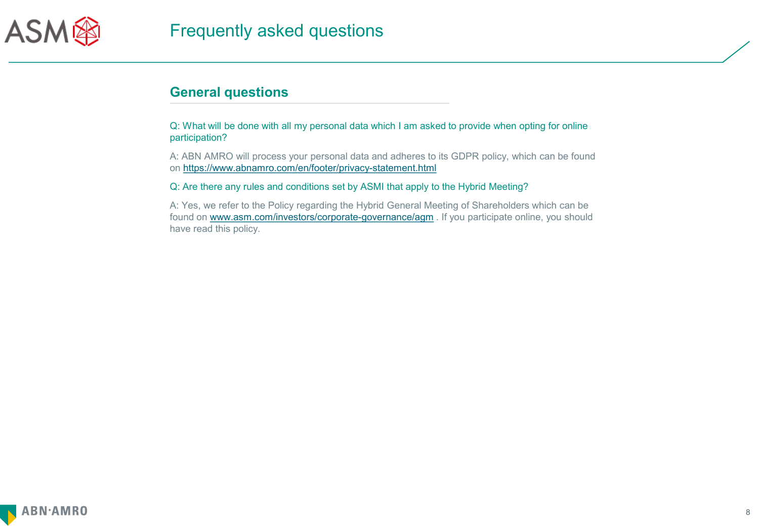# Frequently asked questions

## General questions

Q: What will be done with all my personal data which I am asked to provide when opting for online participation?

A: ABN AMRO will process your personal data and adheres to its GDPR policy, which can be found on https://www.abnamro.com/en/footer/privacy-statement.html

Q: Are there any rules and conditions set by ASMI that apply to the Hybrid Meeting?

A: Yes, we refer to the Policy regarding the Hybrid General Meeting of Shareholders which can be found on www.asm.com/investors/corporate-governance/agm . If you participate online, you should have read this policy.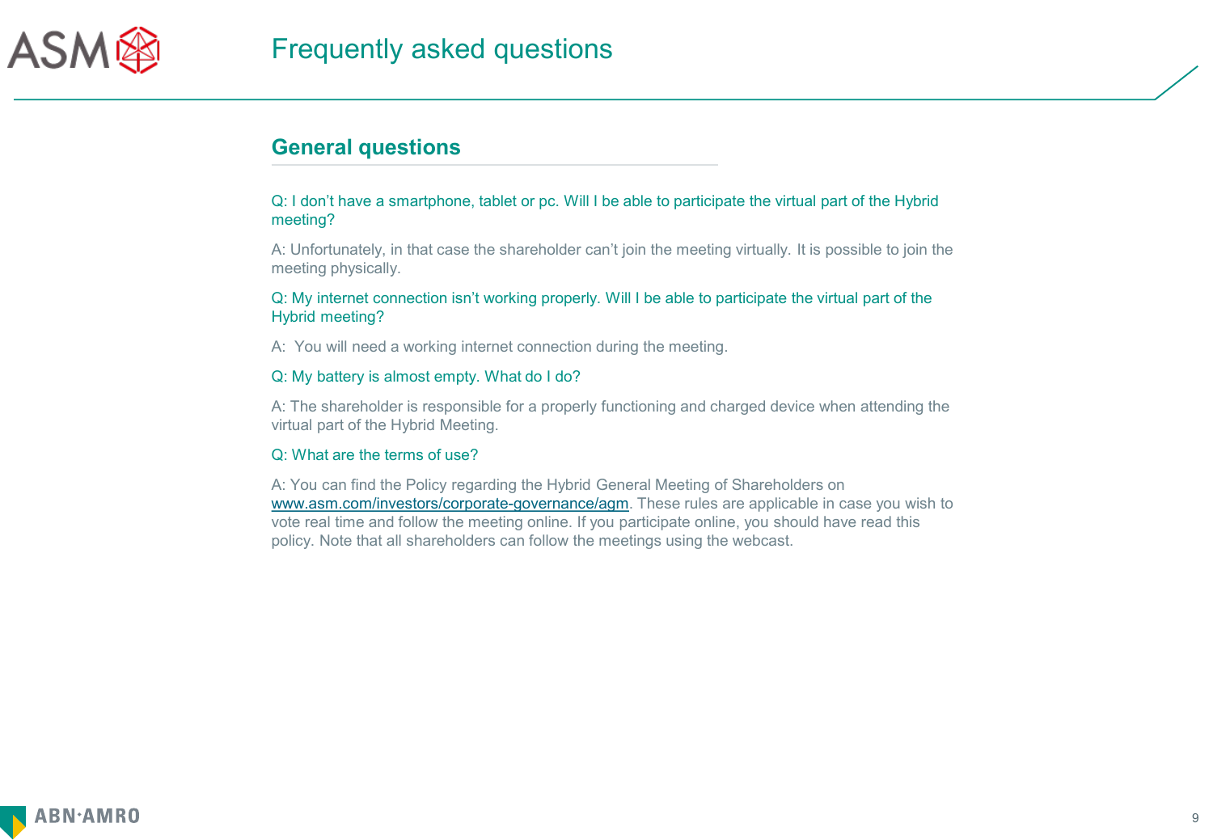# Frequently asked questions

## General questions

Q: I don't have a smartphone, tablet or pc. Will I be able to participate the virtual part of the Hybrid meeting?

A: Unfortunately, in that case the shareholder can't join the meeting virtually. It is possible to join the meeting physically.

Q: My internet connection isn't working properly. Will I be able to participate the virtual part of the Hybrid meeting?

A: You will need a working internet connection during the meeting.

Q: My battery is almost empty. What do I do?

A: The shareholder is responsible for a properly functioning and charged device when attending the virtual part of the Hybrid Meeting.

Q: What are the terms of use?

A: You can find the Policy regarding the Hybrid General Meeting of Shareholders on www.asm.com/investors/corporate-governance/agm. These rules are applicable in case you wish to vote real time and follow the meeting online. If you participate online, you should have read this policy. Note that all shareholders can follow the meetings using the webcast.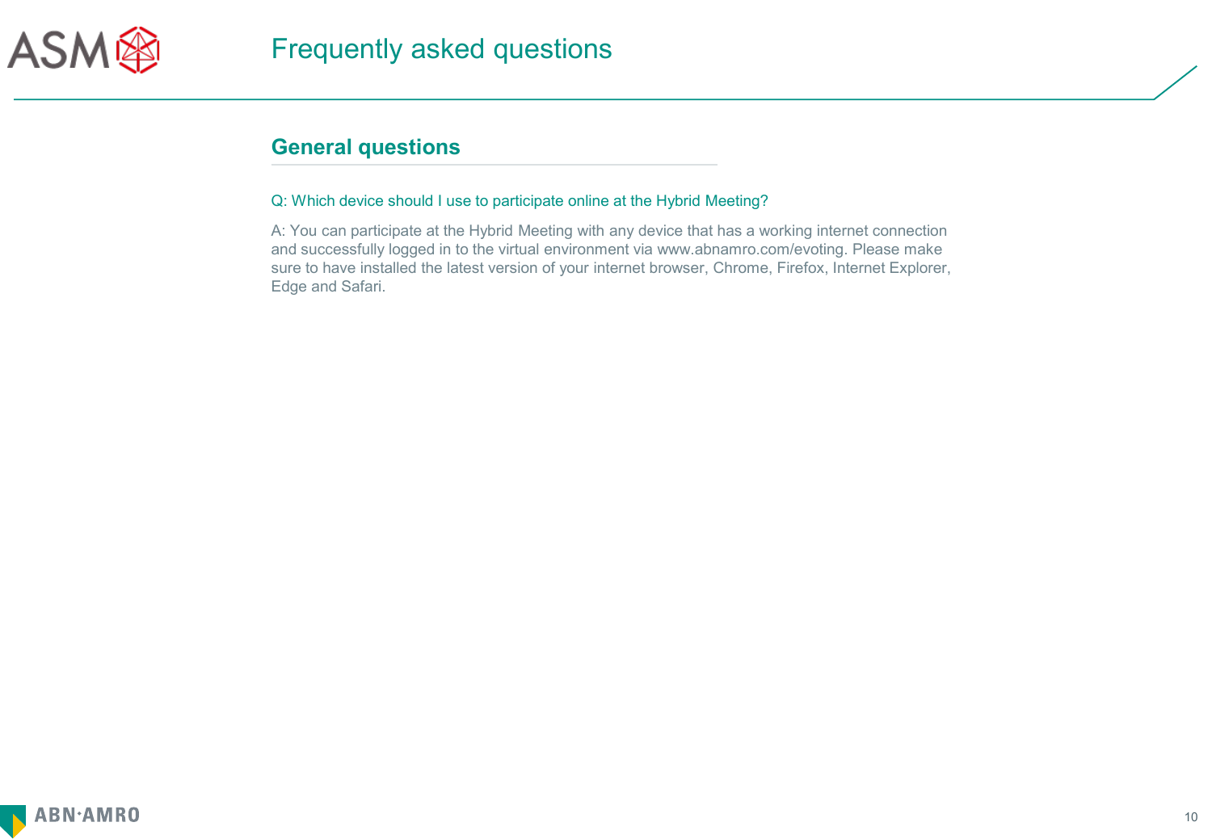# Frequently asked questions

## General questions

Q: Which device should I use to participate online at the Hybrid Meeting?

A: You can participate at the Hybrid Meeting with any device that has a working internet connection and successfully logged in to the virtual environment via www.abnamro.com/evoting. Please make sure to have installed the latest version of your internet browser, Chrome, Firefox, Internet Explorer, Edge and Safari.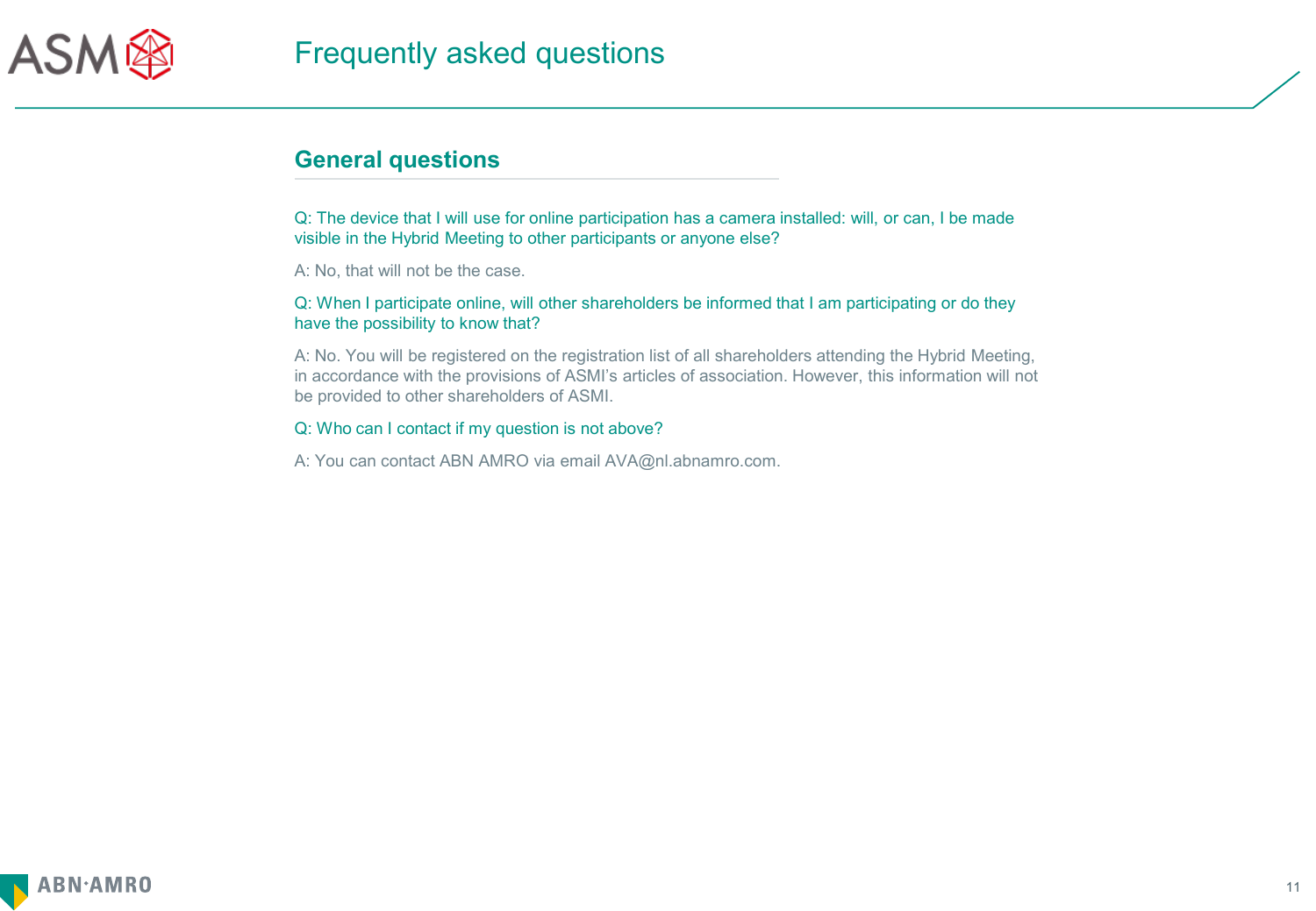# Frequently asked questions

## General questions

Q: The device that I will use for online participation has a camera installed: will, or can, I be made visible in the Hybrid Meeting to other participants or anyone else?

A: No, that will not be the case.

Q: When I participate online, will other shareholders be informed that I am participating or do they have the possibility to know that?

A: No. You will be registered on the registration list of all shareholders attending the Hybrid Meeting, in accordance with the provisions of ASMI's articles of association. However, this information will not be provided to other shareholders of ASMI.

Q: Who can I contact if my question is not above?

A: You can contact ABN AMRO via email AVA@nl.abnamro.com.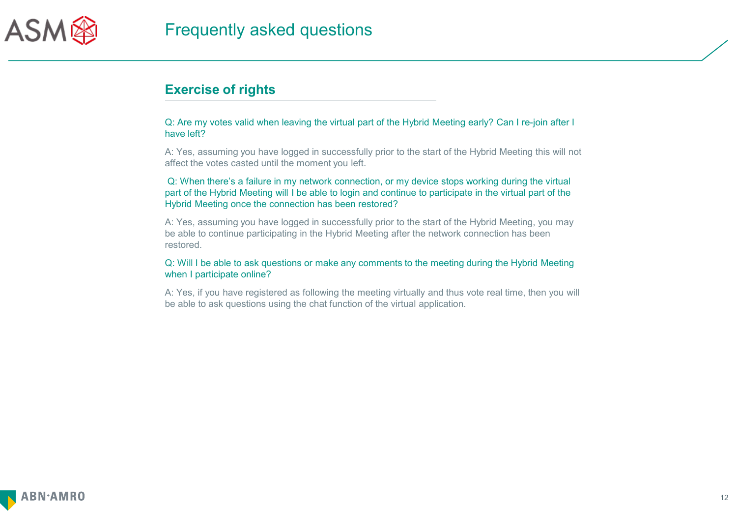# Frequently asked questions

## Exercise of rights

Q: Are my votes valid when leaving the virtual part of the Hybrid Meeting early? Can I re-join after I have left?

A: Yes, assuming you have logged in successfully prior to the start of the Hybrid Meeting this will not affect the votes casted until the moment you left.

Q: When there's a failure in my network connection, or my device stops working during the virtual part of the Hybrid Meeting will I be able to login and continue to participate in the virtual part of the Hybrid Meeting once the connection has been restored?

A: Yes, assuming you have logged in successfully prior to the start of the Hybrid Meeting, you may be able to continue participating in the Hybrid Meeting after the network connection has been restored.

Q: Will I be able to ask questions or make any comments to the meeting during the Hybrid Meeting when I participate online?

A: Yes, if you have registered as following the meeting virtually and thus vote real time, then you will be able to ask questions using the chat function of the virtual application.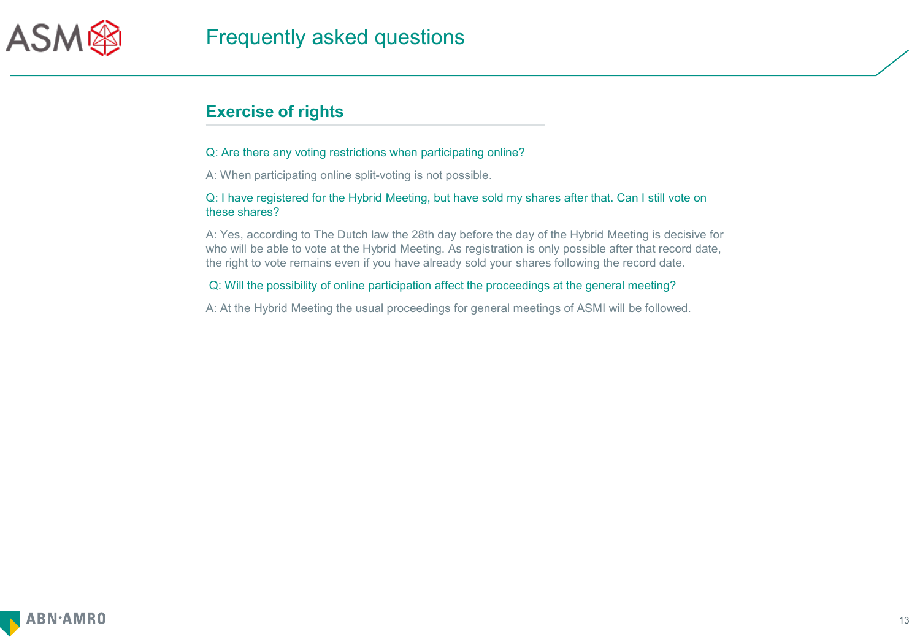# Frequently asked questions

## Exercise of rights

Q: Are there any voting restrictions when participating online?

A: When participating online split-voting is not possible.

Q: I have registered for the Hybrid Meeting, but have sold my shares after that. Can I still vote on these shares?

A: Yes, according to The Dutch law the 28th day before the day of the Hybrid Meeting is decisive for who will be able to vote at the Hybrid Meeting. As registration is only possible after that record date, the right to vote remains even if you have already sold your shares following the record date.

Q: Will the possibility of online participation affect the proceedings at the general meeting?

A: At the Hybrid Meeting the usual proceedings for general meetings of ASMI will be followed.